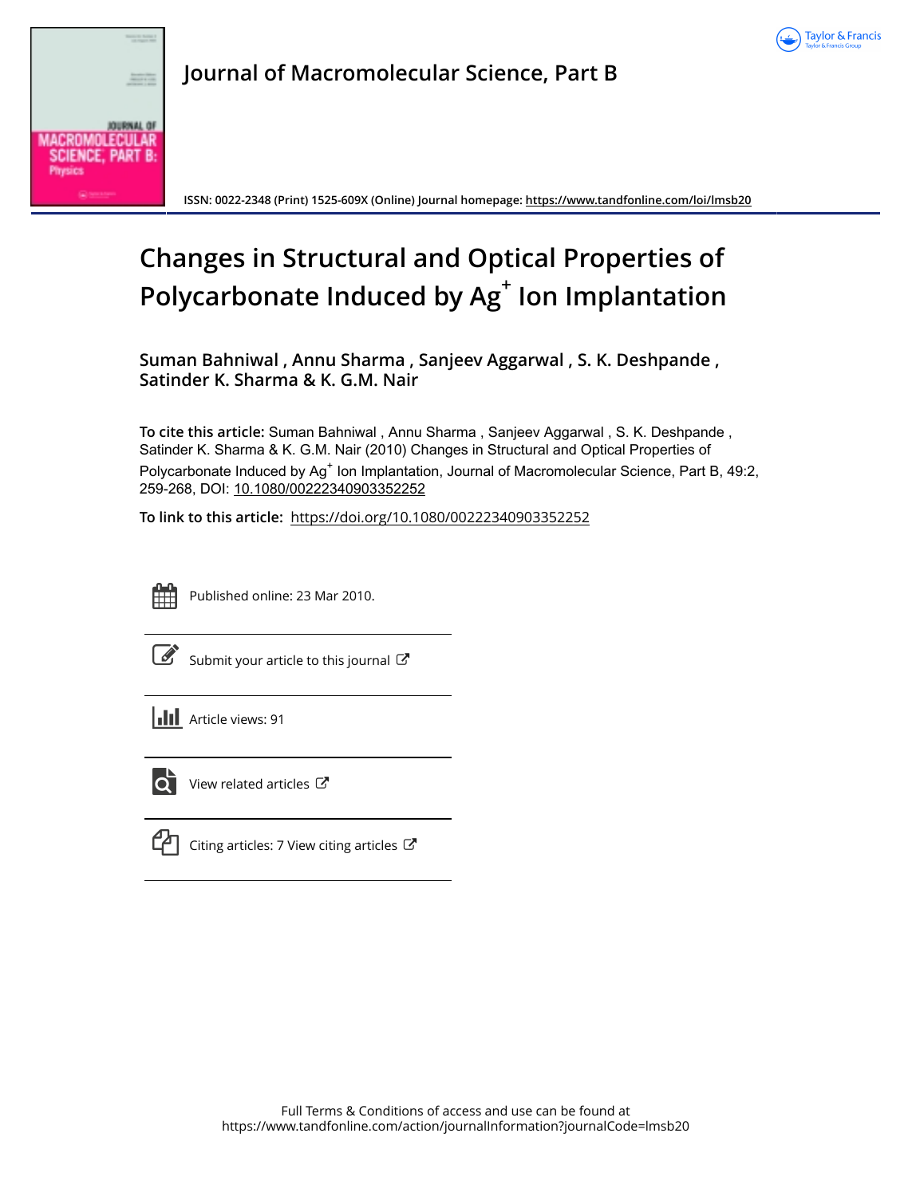# Journal of Macromolecular Science, Part B

ISSN: 0022-2348 (Print) 1525-609X (Online) Journal homepage: https://www.tandfonline.com/loi/lmsb20

# Changes in Structural and Optical Properties of Polycarbonate Induced by $Ag^+$ Ion Implantation

**Suman Bahniwal , Annu Sharma , Sanjeev Aggarwal , S. K. Deshpande , Satinder K. Sharma & K. G.M. Nair**

**To cite this article:** Suman Bahniwal , Annu Sharma , Sanjeev Aggarwal , S. K. Deshpande , Satinder K. Sharma & K. G.M. Nair (2010) Changes in Structural and Optical Properties of Polycarbonate Induced by $Ag^+$ Ion Implantation, Journal of Macromolecular Science, Part B, 49:2, 259-268, DOI: 10.1080/00222340903352252

**To link to this article:** https://doi.org/10.1080/00222340903352252

Published online: 23 Mar 2010.

Submit your article to this journal

Article views: 91

View related articles

Citing articles: 7 View citing articles

Full Terms & Conditions of access and use can be found at
https://www.tandfonline.com/action/journalInformation?journalCode=lmsb20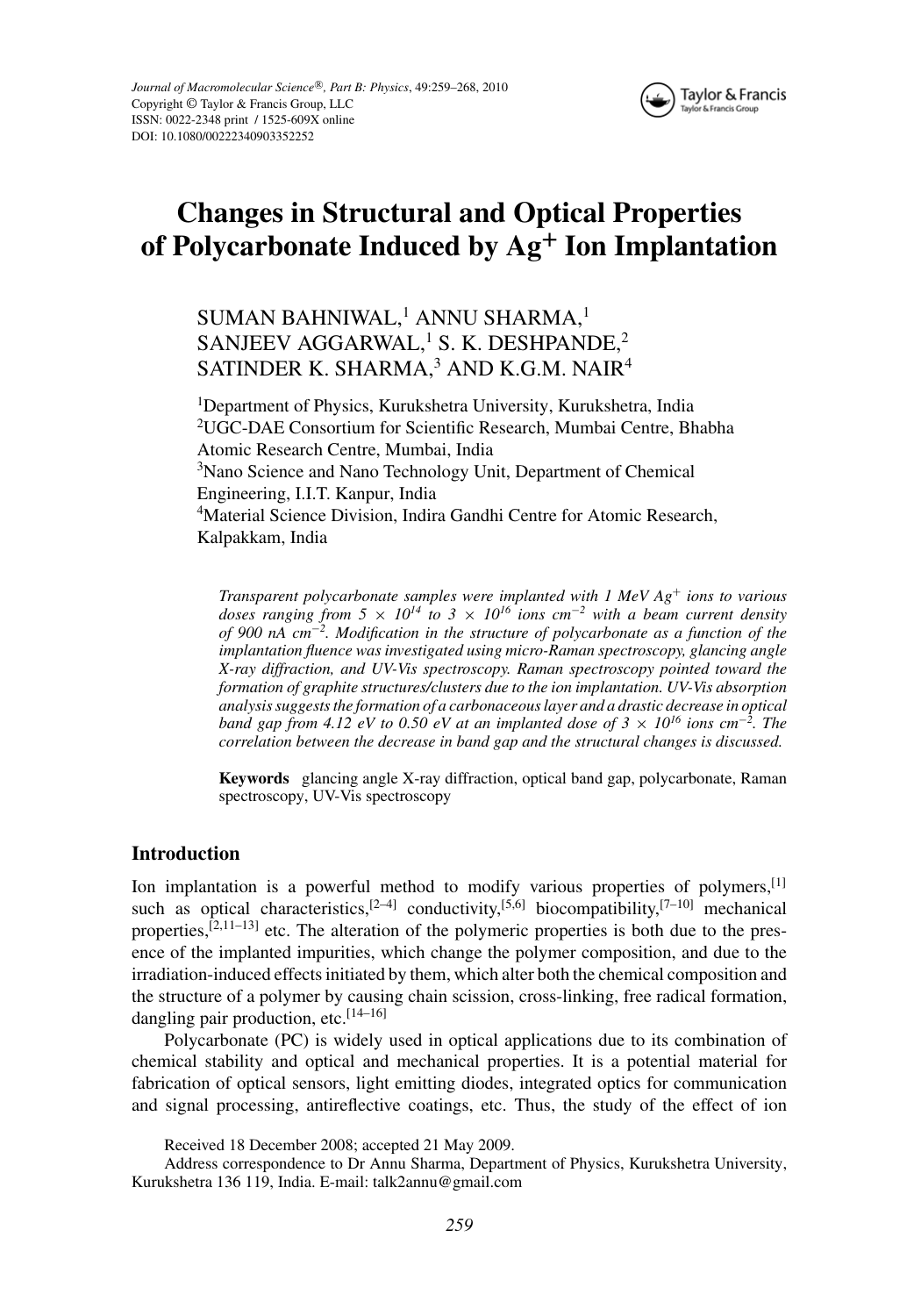# Changes in Structural and Optical Properties of Polycarbonate Induced by $Ag^+$ Ion Implantation

SUMAN BAHNIWAL,[1] ANNU SHARMA,[1] SANJEEV AGGARWAL,[1] S. K. DESHPANDE,[2] SATINDER K. SHARMA,[3] AND K.G.M. NAIR[4]

[1]Department of Physics, Kurukshetra University, Kurukshetra, India
[2]UGC-DAE Consortium for Scientific Research, Mumbai Centre, Bhabha Atomic Research Centre, Mumbai, India
[3]Nano Science and Nano Technology Unit, Department of Chemical Engineering, I.I.T. Kanpur, India
[4]Material Science Division, Indira Gandhi Centre for Atomic Research, Kalpakkam, India

*Transparent polycarbonate samples were implanted with 1 MeV $Ag^+$ ions to various doses ranging from $5 \times 10^{14}$ to $3 \times 10^{16}$ ions $cm^{-2}$ with a beam current density of 900 nA $cm^{-2}$. Modification in the structure of polycarbonate as a function of the implantation fluence was investigated using micro-Raman spectroscopy, glancing angle X-ray diffraction, and UV-Vis spectroscopy. Raman spectroscopy pointed toward the formation of graphite structures/clusters due to the ion implantation. UV-Vis absorption analysis suggests the formation of a carbonaceous layer and a drastic decrease in optical band gap from 4.12 eV to 0.50 eV at an implanted dose of $3 \times 10^{16}$ ions $cm^{-2}$. The correlation between the decrease in band gap and the structural changes is discussed.*

**Keywords** glancing angle X-ray diffraction, optical band gap, polycarbonate, Raman spectroscopy, UV-Vis spectroscopy

## Introduction

Ion implantation is a powerful method to modify various properties of polymers,[1] such as optical characteristics,[2–4] conductivity,[5,6] biocompatibility,[7–10] mechanical properties,[2,11–13] etc. The alteration of the polymeric properties is both due to the presence of the implanted impurities, which change the polymer composition, and due to the irradiation-induced effects initiated by them, which alter both the chemical composition and the structure of a polymer by causing chain scission, cross-linking, free radical formation, dangling pair production, etc.[14–16]

Polycarbonate (PC) is widely used in optical applications due to its combination of chemical stability and optical and mechanical properties. It is a potential material for fabrication of optical sensors, light emitting diodes, integrated optics for communication and signal processing, antireflective coatings, etc. Thus, the study of the effect of ion

Received 18 December 2008; accepted 21 May 2009.

Address correspondence to Dr Annu Sharma, Department of Physics, Kurukshetra University, Kurukshetra 136 119, India. E-mail: talk2annu@gmail.com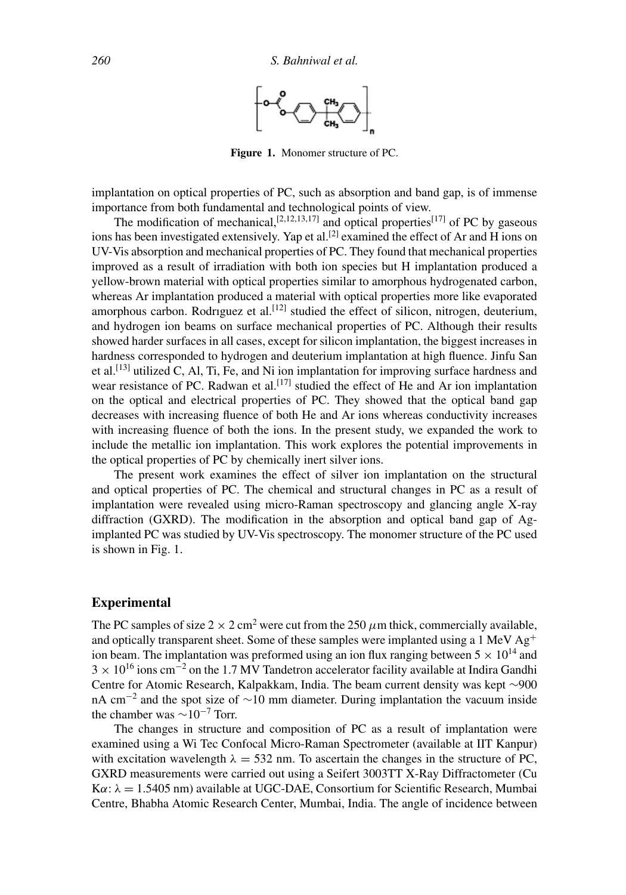Figure 1. Monomer structure of PC.

implantation on optical properties of PC, such as absorption and band gap, is of immense importance from both fundamental and technological points of view.

The modification of mechanical,[2,12,13,17] and optical properties[17] of PC by gaseous ions has been investigated extensively. Yap et al.[2] examined the effect of Ar and H ions on UV-Vis absorption and mechanical properties of PC. They found that mechanical properties improved as a result of irradiation with both ion species but H implantation produced a yellow-brown material with optical properties similar to amorphous hydrogenated carbon, whereas Ar implantation produced a material with optical properties more like evaporated amorphous carbon. Rodrıguez et al.[12] studied the effect of silicon, nitrogen, deuterium, and hydrogen ion beams on surface mechanical properties of PC. Although their results showed harder surfaces in all cases, except for silicon implantation, the biggest increases in hardness corresponded to hydrogen and deuterium implantation at high fluence. Jinfu San et al.[13] utilized C, Al, Ti, Fe, and Ni ion implantation for improving surface hardness and wear resistance of PC. Radwan et al.[17] studied the effect of He and Ar ion implantation on the optical and electrical properties of PC. They showed that the optical band gap decreases with increasing fluence of both He and Ar ions whereas conductivity increases with increasing fluence of both the ions. In the present study, we expanded the work to include the metallic ion implantation. This work explores the potential improvements in the optical properties of PC by chemically inert silver ions.

The present work examines the effect of silver ion implantation on the structural and optical properties of PC. The chemical and structural changes in PC as a result of implantation were revealed using micro-Raman spectroscopy and glancing angle X-ray diffraction (GXRD). The modification in the absorption and optical band gap of Ag-implanted PC was studied by UV-Vis spectroscopy. The monomer structure of the PC used is shown in Fig. 1.

## Experimental

The PC samples of size $2 \times 2$ cm$^2$ were cut from the 250 $\mu$m thick, commercially available, and optically transparent sheet. Some of these samples were implanted using a 1 MeV $Ag^+$ ion beam. The implantation was preformed using an ion flux ranging between $5 \times 10^{14}$ and $3 \times 10^{16}$ ions cm$^{-2}$ on the 1.7 MV Tandetron accelerator facility available at Indira Gandhi Centre for Atomic Research, Kalpakkam, India. The beam current density was kept $\sim$900 nA cm$^{-2}$ and the spot size of $\sim$10 mm diameter. During implantation the vacuum inside the chamber was $\sim$10$^{-7}$ Torr.

The changes in structure and composition of PC as a result of implantation were examined using a Wi Tec Confocal Micro-Raman Spectrometer (available at IIT Kanpur) with excitation wavelength $\lambda = 532$ nm. To ascertain the changes in the structure of PC, GXRD measurements were carried out using a Seifert 3003TT X-Ray Diffractometer (Cu K$\alpha$: $\lambda = 1.5405$ nm) available at UGC-DAE, Consortium for Scientific Research, Mumbai Centre, Bhabha Atomic Research Center, Mumbai, India. The angle of incidence between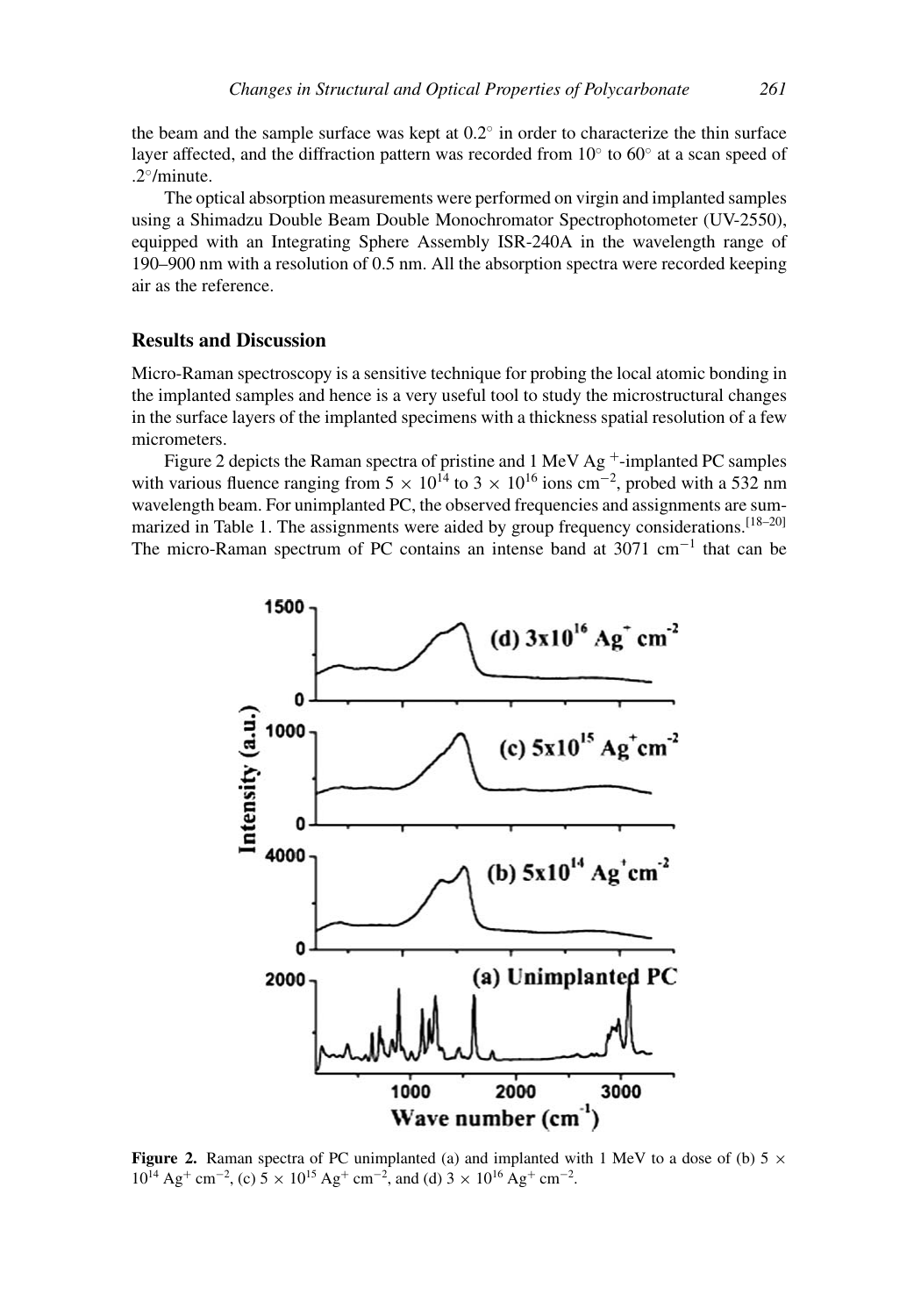the beam and the sample surface was kept at 0.2° in order to characterize the thin surface layer affected, and the diffraction pattern was recorded from 10° to 60° at a scan speed of .2°/minute.

The optical absorption measurements were performed on virgin and implanted samples using a Shimadzu Double Beam Double Monochromator Spectrophotometer (UV-2550), equipped with an Integrating Sphere Assembly ISR-240A in the wavelength range of 190–900 nm with a resolution of 0.5 nm. All the absorption spectra were recorded keeping air as the reference.

## Results and Discussion

Micro-Raman spectroscopy is a sensitive technique for probing the local atomic bonding in the implanted samples and hence is a very useful tool to study the microstructural changes in the surface layers of the implanted specimens with a thickness spatial resolution of a few micrometers.

Figure 2 depicts the Raman spectra of pristine and 1 MeV $Ag^+$-implanted PC samples with various fluence ranging from $5 \times 10^{14}$ to $3 \times 10^{16}$ ions $cm^{-2}$, probed with a 532 nm wavelength beam. For unimplanted PC, the observed frequencies and assignments are summarized in Table 1. The assignments were aided by group frequency considerations.[18–20] The micro-Raman spectrum of PC contains an intense band at 3071 $cm^{-1}$ that can be

**Figure 2.** Raman spectra of PC unimplanted (a) and implanted with 1 MeV to a dose of (b) $5 \times 10^{14}$ $Ag^+$ $cm^{-2}$, (c) $5 \times 10^{15}$ $Ag^+$ $cm^{-2}$, and (d) $3 \times 10^{16}$ $Ag^+$ $cm^{-2}$.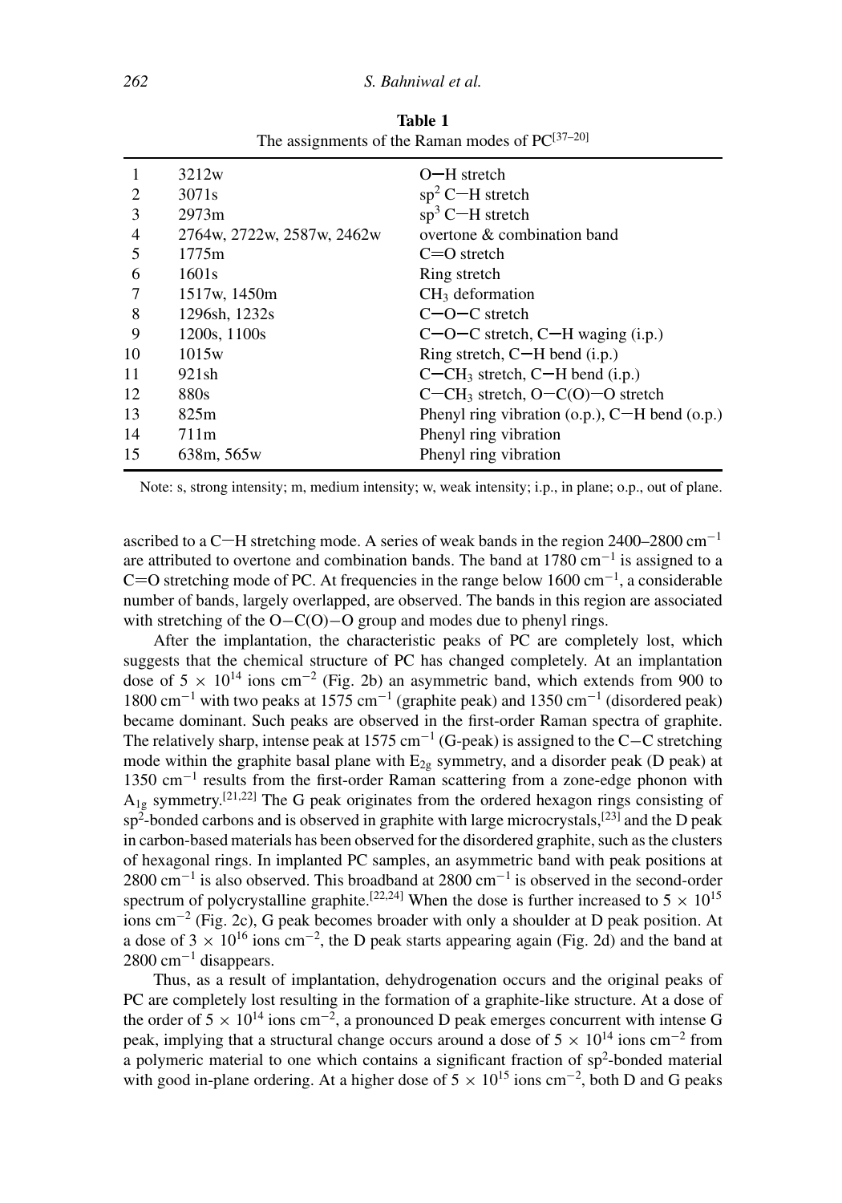**Table 1**
The assignments of the Raman modes of PC[37–20]

| | | |
|---|---|---|
| 1 | 3212w | O−H stretch |
| 2 | 3071s | $sp^2$ C−H stretch |
| 3 | 2973m | $sp^3$ C−H stretch |
| 4 | 2764w, 2722w, 2587w, 2462w | overtone & combination band |
| 5 | 1775m | C=O stretch |
| 6 | 1601s | Ring stretch |
| 7 | 1517w, 1450m | $CH_3$ deformation |
| 8 | 1296sh, 1232s | C−O−C stretch |
| 9 | 1200s, 1100s | C−O−C stretch, C−H waging (i.p.) |
| 10 | 1015w | Ring stretch, C−H bend (i.p.) |
| 11 | 921sh | C−$CH_3$ stretch, C−H bend (i.p.) |
| 12 | 880s | C−$CH_3$ stretch, O−C(O)−O stretch |
| 13 | 825m | Phenyl ring vibration (o.p.), C−H bend (o.p.) |
| 14 | 711m | Phenyl ring vibration |
| 15 | 638m, 565w | Phenyl ring vibration |

Note: s, strong intensity; m, medium intensity; w, weak intensity; i.p., in plane; o.p., out of plane.

ascribed to a C−H stretching mode. A series of weak bands in the region 2400–2800 $cm^{-1}$ are attributed to overtone and combination bands. The band at 1780 $cm^{-1}$ is assigned to a C=O stretching mode of PC. At frequencies in the range below 1600 $cm^{-1}$, a considerable number of bands, largely overlapped, are observed. The bands in this region are associated with stretching of the O−C(O)−O group and modes due to phenyl rings.

After the implantation, the characteristic peaks of PC are completely lost, which suggests that the chemical structure of PC has changed completely. At an implantation dose of $5 \times 10^{14}$ ions $cm^{-2}$ (Fig. 2b) an asymmetric band, which extends from 900 to 1800 $cm^{-1}$ with two peaks at 1575 $cm^{-1}$ (graphite peak) and 1350 $cm^{-1}$ (disordered peak) became dominant. Such peaks are observed in the first-order Raman spectra of graphite. The relatively sharp, intense peak at 1575 $cm^{-1}$ (G-peak) is assigned to the C−C stretching mode within the graphite basal plane with $E_{2g}$ symmetry, and a disorder peak (D peak) at 1350 $cm^{-1}$ results from the first-order Raman scattering from a zone-edge phonon with $A_{1g}$ symmetry.[21,22] The G peak originates from the ordered hexagon rings consisting of $sp^2$-bonded carbons and is observed in graphite with large microcrystals,[23] and the D peak in carbon-based materials has been observed for the disordered graphite, such as the clusters of hexagonal rings. In implanted PC samples, an asymmetric band with peak positions at 2800 $cm^{-1}$ is also observed. This broadband at 2800 $cm^{-1}$ is observed in the second-order spectrum of polycrystalline graphite.[22,24] When the dose is further increased to $5 \times 10^{15}$ ions $cm^{-2}$ (Fig. 2c), G peak becomes broader with only a shoulder at D peak position. At a dose of $3 \times 10^{16}$ ions $cm^{-2}$, the D peak starts appearing again (Fig. 2d) and the band at 2800 $cm^{-1}$ disappears.

Thus, as a result of implantation, dehydrogenation occurs and the original peaks of PC are completely lost resulting in the formation of a graphite-like structure. At a dose of the order of $5 \times 10^{14}$ ions $cm^{-2}$, a pronounced D peak emerges concurrent with intense G peak, implying that a structural change occurs around a dose of $5 \times 10^{14}$ ions $cm^{-2}$ from a polymeric material to one which contains a significant fraction of $sp^2$-bonded material with good in-plane ordering. At a higher dose of $5 \times 10^{15}$ ions $cm^{-2}$, both D and G peaks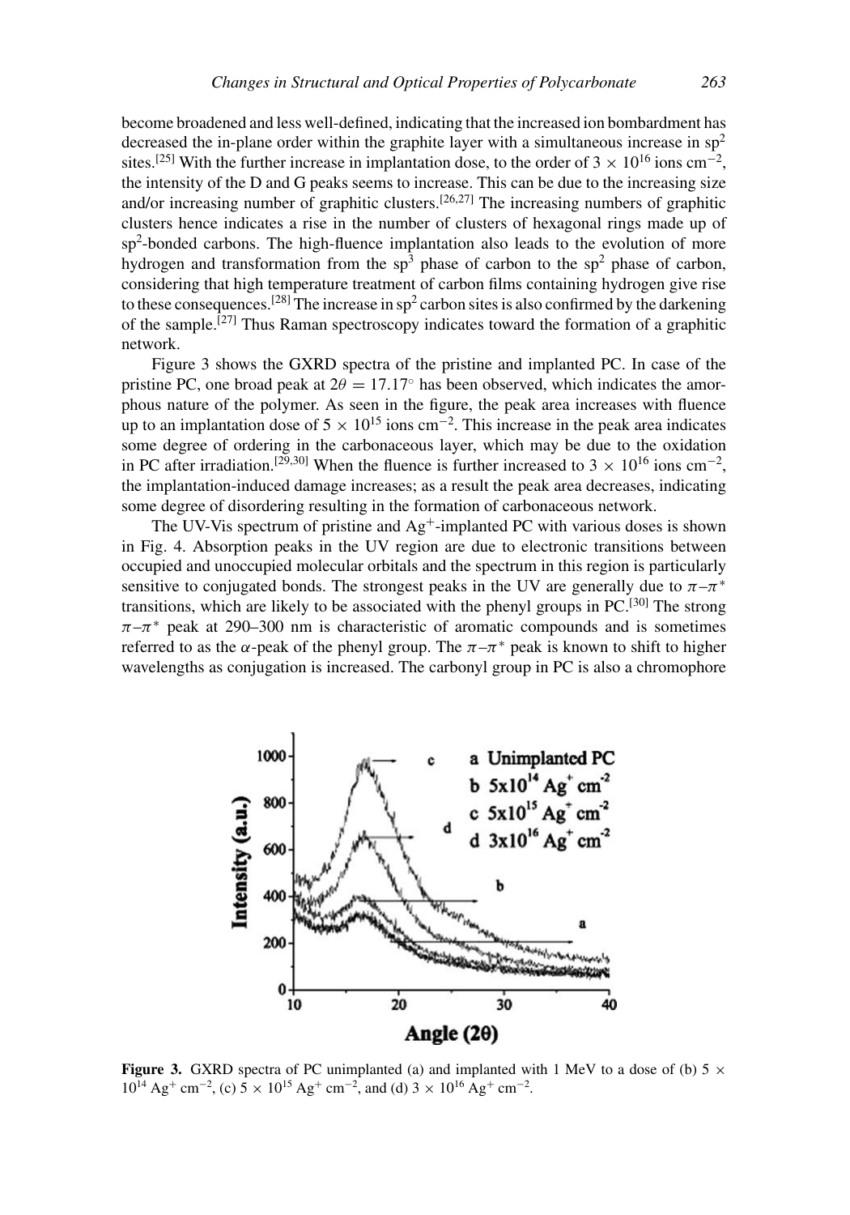become broadened and less well-defined, indicating that the increased ion bombardment has decreased the in-plane order within the graphite layer with a simultaneous increase in $sp^2$ sites.[25] With the further increase in implantation dose, to the order of $3 \times 10^{16}$ ions cm$^{-2}$, the intensity of the D and G peaks seems to increase. This can be due to the increasing size and/or increasing number of graphitic clusters.[26,27] The increasing numbers of graphitic clusters hence indicates a rise in the number of clusters of hexagonal rings made up of $sp^2$-bonded carbons. The high-fluence implantation also leads to the evolution of more hydrogen and transformation from the $sp^3$ phase of carbon to the $sp^2$ phase of carbon, considering that high temperature treatment of carbon films containing hydrogen give rise to these consequences.[28] The increase in $sp^2$ carbon sites is also confirmed by the darkening of the sample.[27] Thus Raman spectroscopy indicates toward the formation of a graphitic network.

Figure 3 shows the GXRD spectra of the pristine and implanted PC. In case of the pristine PC, one broad peak at $2\theta = 17.17^{\circ}$ has been observed, which indicates the amorphous nature of the polymer. As seen in the figure, the peak area increases with fluence up to an implantation dose of $5 \times 10^{15}$ ions cm$^{-2}$. This increase in the peak area indicates some degree of ordering in the carbonaceous layer, which may be due to the oxidation in PC after irradiation.[29,30] When the fluence is further increased to $3 \times 10^{16}$ ions cm$^{-2}$, the implantation-induced damage increases; as a result the peak area decreases, indicating some degree of disordering resulting in the formation of carbonaceous network.

The UV-Vis spectrum of pristine and $Ag^+$-implanted PC with various doses is shown in Fig. 4. Absorption peaks in the UV region are due to electronic transitions between occupied and unoccupied molecular orbitals and the spectrum in this region is particularly sensitive to conjugated bonds. The strongest peaks in the UV are generally due to $\pi$–$\pi^*$ transitions, which are likely to be associated with the phenyl groups in PC.[30] The strong $\pi$–$\pi^*$ peak at 290–300 nm is characteristic of aromatic compounds and is sometimes referred to as the $\alpha$-peak of the phenyl group. The $\pi$–$\pi^*$ peak is known to shift to higher wavelengths as conjugation is increased. The carbonyl group in PC is also a chromophore

**Figure 3.** GXRD spectra of PC unimplanted (a) and implanted with 1 MeV to a dose of (b) $5 \times 10^{14}$ $Ag^+$ cm$^{-2}$, (c) $5 \times 10^{15}$ $Ag^+$ cm$^{-2}$, and (d) $3 \times 10^{16}$ $Ag^+$ cm$^{-2}$.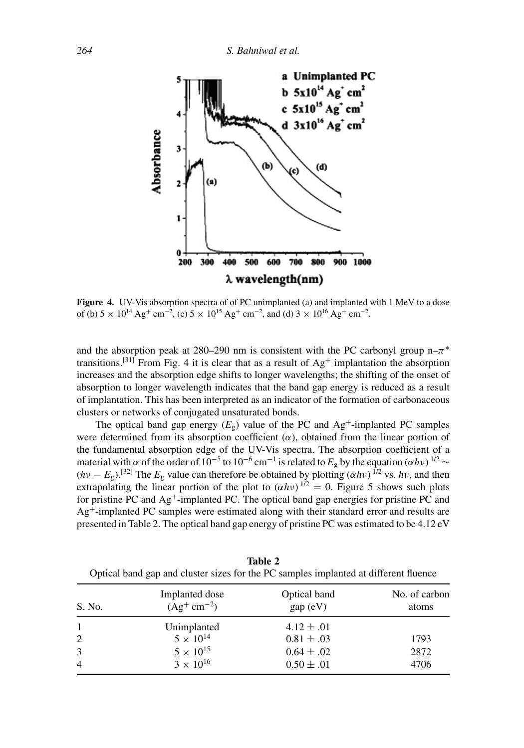**Figure 4.** UV-Vis absorption spectra of of PC unimplanted (a) and implanted with 1 MeV to a dose of (b) $5 \times 10^{14}$ $Ag^+$ $cm^{-2}$, (c) $5 \times 10^{15}$ $Ag^+$ $cm^{-2}$, and (d) $3 \times 10^{16}$ $Ag^+$ $cm^{-2}$.

and the absorption peak at 280–290 nm is consistent with the PC carbonyl group n–$\pi^*$ transitions.[31] From Fig. 4 it is clear that as a result of $Ag^+$ implantation the absorption increases and the absorption edge shifts to longer wavelengths; the shifting of the onset of absorption to longer wavelength indicates that the band gap energy is reduced as a result of implantation. This has been interpreted as an indicator of the formation of carbonaceous clusters or networks of conjugated unsaturated bonds.

The optical band gap energy ($E_g$) value of the PC and $Ag^+$-implanted PC samples were determined from its absorption coefficient ($\alpha$), obtained from the linear portion of the fundamental absorption edge of the UV-Vis spectra. The absorption coefficient of a material with $\alpha$ of the order of $10^{-5}$ to $10^{-6}$ $cm^{-1}$ is related to $E_g$ by the equation $(\alpha h\nu)^{1/2} \sim (h\nu - E_g)$.[32] The $E_g$ value can therefore be obtained by plotting $(\alpha h\nu)^{1/2}$ vs. $h\nu$, and then extrapolating the linear portion of the plot to $(\alpha h\nu)^{1/2} = 0$. Figure 5 shows such plots for pristine PC and $Ag^+$-implanted PC. The optical band gap energies for pristine PC and $Ag^+$-implanted PC samples were estimated along with their standard error and results are presented in Table 2. The optical band gap energy of pristine PC was estimated to be 4.12 eV

**Table 2**
Optical band gap and cluster sizes for the PC samples implanted at different fluence

| S. No. | Implanted dose ($Ag^+$ $cm^{-2}$) | Optical band gap (eV) | No. of carbon atoms |
|---|---|---|---|
| 1 | Unimplanted | $4.12 \pm .01$ | |
| 2 | $5 \times 10^{14}$ | $0.81 \pm .03$ | 1793 |
| 3 | $5 \times 10^{15}$ | $0.64 \pm .02$ | 2872 |
| 4 | $3 \times 10^{16}$ | $0.50 \pm .01$ | 4706 |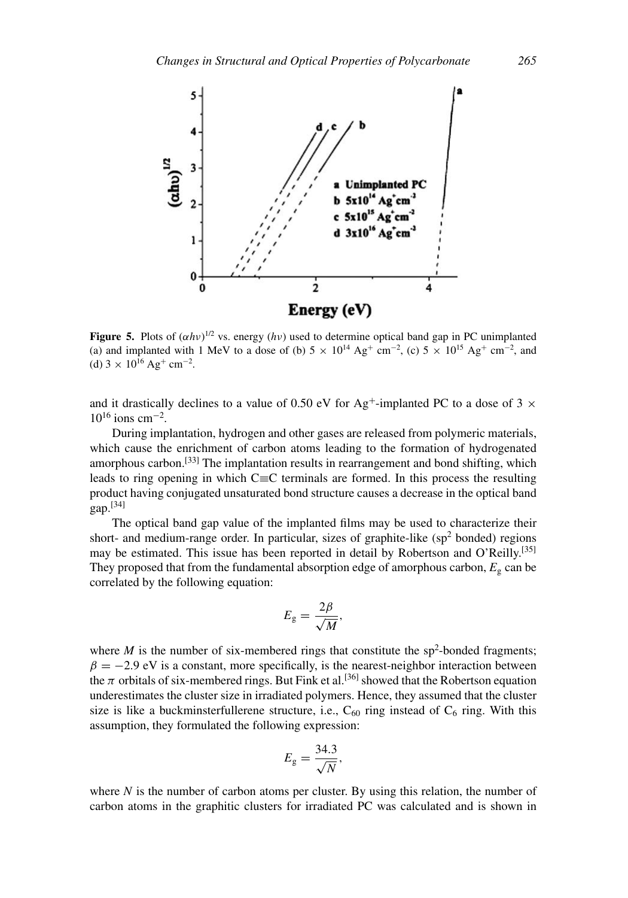**Figure 5.** Plots of $(\alpha h\nu)^{1/2}$ vs. energy ($h\nu$) used to determine optical band gap in PC unimplanted (a) and implanted with 1 MeV to a dose of (b) $5 \times 10^{14}$ $Ag^+$ $cm^{-2}$, (c) $5 \times 10^{15}$ $Ag^+$ $cm^{-2}$, and (d) $3 \times 10^{16}$ $Ag^+$ $cm^{-2}$.

and it drastically declines to a value of 0.50 eV for $Ag^+$-implanted PC to a dose of $3 \times 10^{16}$ ions $cm^{-2}$.

During implantation, hydrogen and other gases are released from polymeric materials, which cause the enrichment of carbon atoms leading to the formation of hydrogenated amorphous carbon.[33] The implantation results in rearrangement and bond shifting, which leads to ring opening in which C≡C terminals are formed. In this process the resulting product having conjugated unsaturated bond structure causes a decrease in the optical band gap.[34]

The optical band gap value of the implanted films may be used to characterize their short- and medium-range order. In particular, sizes of graphite-like ($sp^2$ bonded) regions may be estimated. This issue has been reported in detail by Robertson and O'Reilly.[35] They proposed that from the fundamental absorption edge of amorphous carbon, $E_g$ can be correlated by the following equation:

$$E_g = \frac{2\beta}{\sqrt{M}},$$

where $M$ is the number of six-membered rings that constitute the $sp^2$-bonded fragments; $\beta = -2.9$ eV is a constant, more specifically, is the nearest-neighbor interaction between the $\pi$ orbitals of six-membered rings. But Fink et al.[36] showed that the Robertson equation underestimates the cluster size in irradiated polymers. Hence, they assumed that the cluster size is like a buckminsterfullerene structure, i.e., $C_{60}$ ring instead of $C_6$ ring. With this assumption, they formulated the following expression:

$$E_g = \frac{34.3}{\sqrt{N}},$$

where $N$ is the number of carbon atoms per cluster. By using this relation, the number of carbon atoms in the graphitic clusters for irradiated PC was calculated and is shown in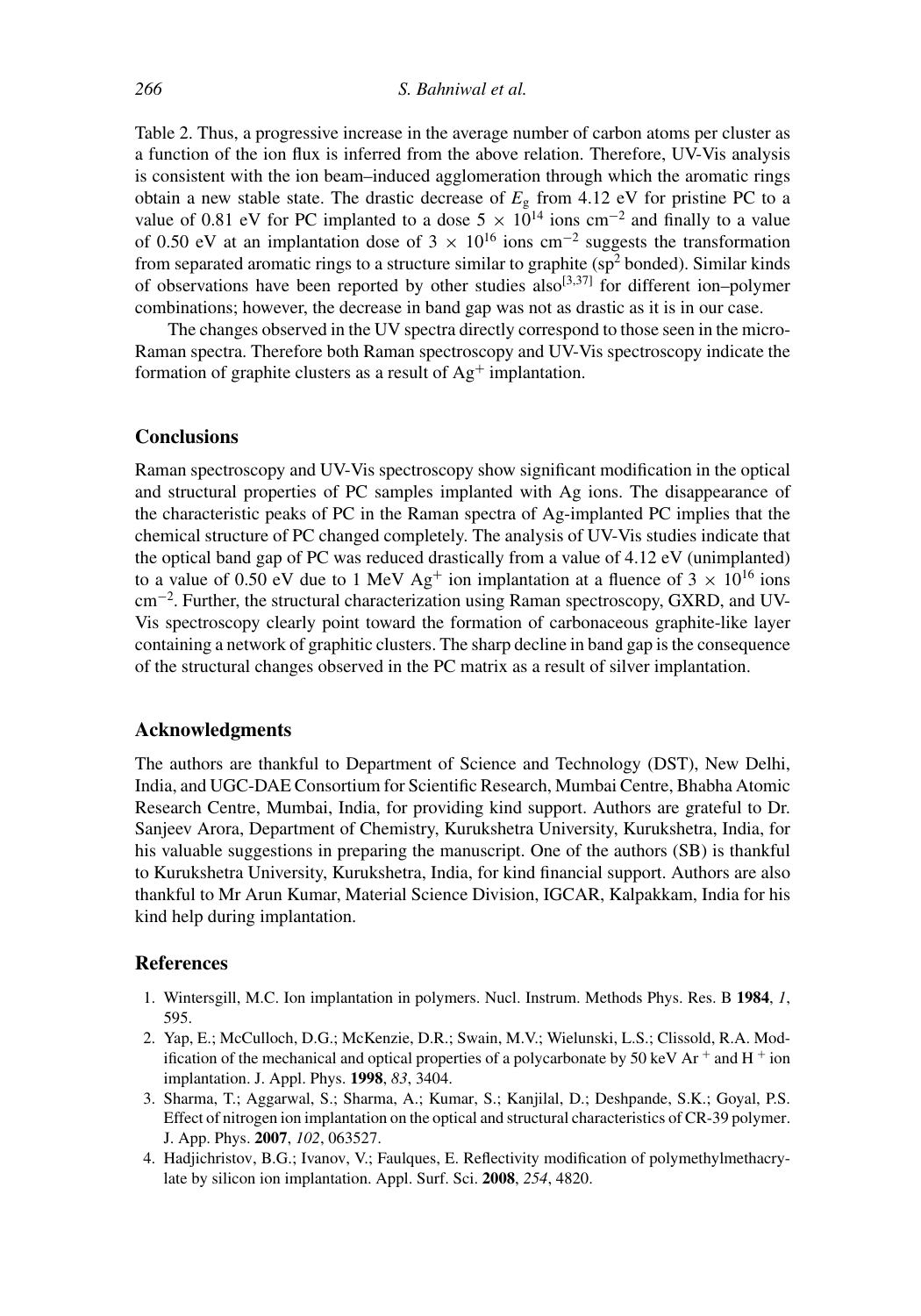Table 2. Thus, a progressive increase in the average number of carbon atoms per cluster as a function of the ion flux is inferred from the above relation. Therefore, UV-Vis analysis is consistent with the ion beam–induced agglomeration through which the aromatic rings obtain a new stable state. The drastic decrease of $E_g$ from 4.12 eV for pristine PC to a value of 0.81 eV for PC implanted to a dose $5 \times 10^{14}$ ions cm$^{-2}$ and finally to a value of 0.50 eV at an implantation dose of $3 \times 10^{16}$ ions cm$^{-2}$ suggests the transformation from separated aromatic rings to a structure similar to graphite ($sp^2$ bonded). Similar kinds of observations have been reported by other studies also[3,37] for different ion–polymer combinations; however, the decrease in band gap was not as drastic as it is in our case.

The changes observed in the UV spectra directly correspond to those seen in the micro-Raman spectra. Therefore both Raman spectroscopy and UV-Vis spectroscopy indicate the formation of graphite clusters as a result of $Ag^+$ implantation.

## Conclusions

Raman spectroscopy and UV-Vis spectroscopy show significant modification in the optical and structural properties of PC samples implanted with Ag ions. The disappearance of the characteristic peaks of PC in the Raman spectra of Ag-implanted PC implies that the chemical structure of PC changed completely. The analysis of UV-Vis studies indicate that the optical band gap of PC was reduced drastically from a value of 4.12 eV (unimplanted) to a value of 0.50 eV due to 1 MeV $Ag^+$ ion implantation at a fluence of $3 \times 10^{16}$ ions cm$^{-2}$. Further, the structural characterization using Raman spectroscopy, GXRD, and UV-Vis spectroscopy clearly point toward the formation of carbonaceous graphite-like layer containing a network of graphitic clusters. The sharp decline in band gap is the consequence of the structural changes observed in the PC matrix as a result of silver implantation.

## Acknowledgments

The authors are thankful to Department of Science and Technology (DST), New Delhi, India, and UGC-DAE Consortium for Scientific Research, Mumbai Centre, Bhabha Atomic Research Centre, Mumbai, India, for providing kind support. Authors are grateful to Dr. Sanjeev Arora, Department of Chemistry, Kurukshetra University, Kurukshetra, India, for his valuable suggestions in preparing the manuscript. One of the authors (SB) is thankful to Kurukshetra University, Kurukshetra, India, for kind financial support. Authors are also thankful to Mr Arun Kumar, Material Science Division, IGCAR, Kalpakkam, India for his kind help during implantation.

## References

1. Wintersgill, M.C. Ion implantation in polymers. Nucl. Instrum. Methods Phys. Res. B **1984**, *1*, 595.
2. Yap, E.; McCulloch, D.G.; McKenzie, D.R.; Swain, M.V.; Wielunski, L.S.; Clissold, R.A. Modification of the mechanical and optical properties of a polycarbonate by 50 keV $Ar^+$ and $H^+$ ion implantation. J. Appl. Phys. **1998**, *83*, 3404.
3. Sharma, T.; Aggarwal, S.; Sharma, A.; Kumar, S.; Kanjilal, D.; Deshpande, S.K.; Goyal, P.S. Effect of nitrogen ion implantation on the optical and structural characteristics of CR-39 polymer. J. App. Phys. **2007**, *102*, 063527.
4. Hadjichristov, B.G.; Ivanov, V.; Faulques, E. Reflectivity modification of polymethylmethacrylate by silicon ion implantation. Appl. Surf. Sci. **2008**, *254*, 4820.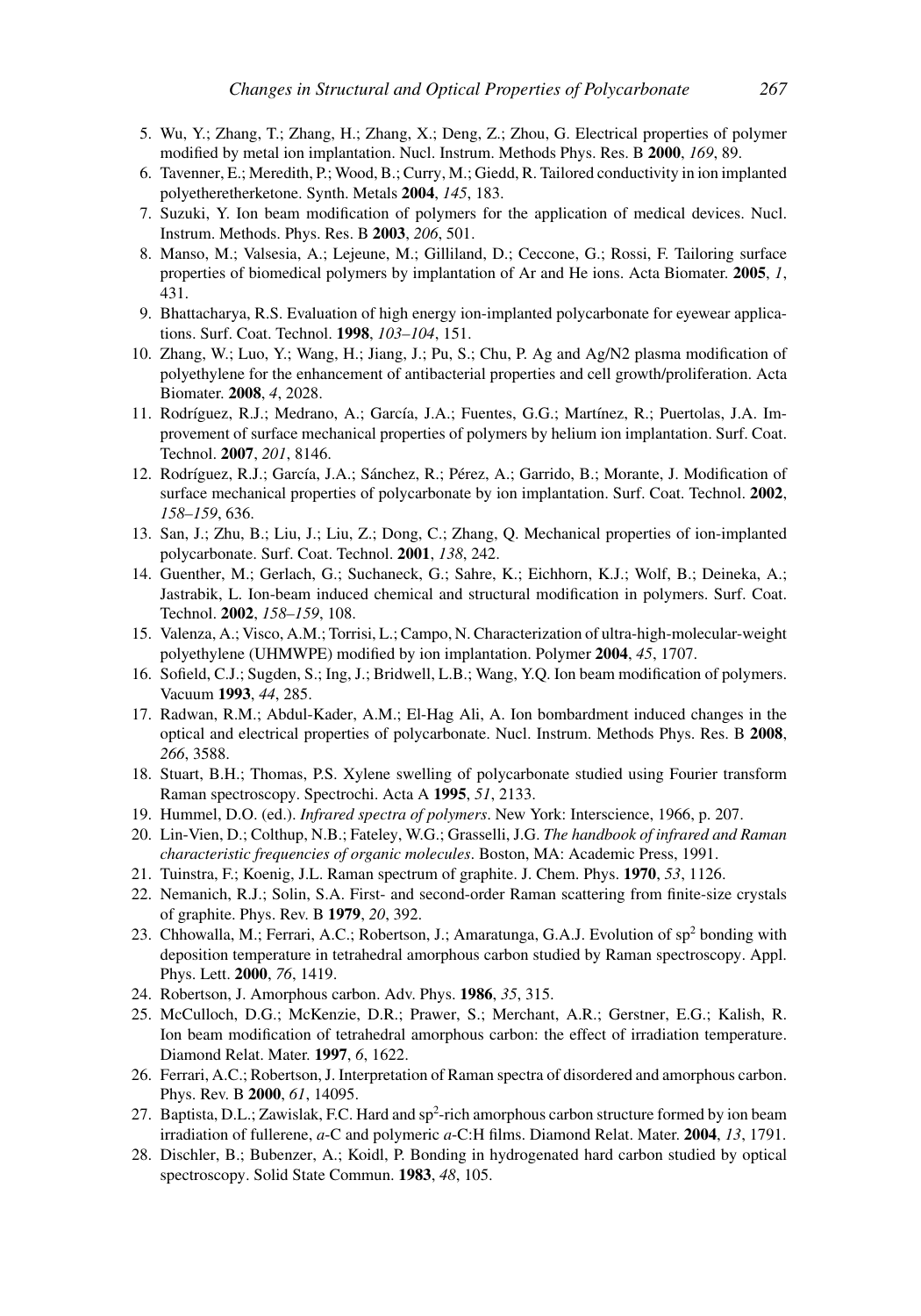5. Wu, Y.; Zhang, T.; Zhang, H.; Zhang, X.; Deng, Z.; Zhou, G. Electrical properties of polymer modified by metal ion implantation. Nucl. Instrum. Methods Phys. Res. B **2000**, *169*, 89.
6. Tavenner, E.; Meredith, P.; Wood, B.; Curry, M.; Giedd, R. Tailored conductivity in ion implanted polyetheretherketone. Synth. Metals **2004**, *145*, 183.
7. Suzuki, Y. Ion beam modification of polymers for the application of medical devices. Nucl. Instrum. Methods. Phys. Res. B **2003**, *206*, 501.
8. Manso, M.; Valsesia, A.; Lejeune, M.; Gilliland, D.; Ceccone, G.; Rossi, F. Tailoring surface properties of biomedical polymers by implantation of Ar and He ions. Acta Biomater. **2005**, *1*, 431.
9. Bhattacharya, R.S. Evaluation of high energy ion-implanted polycarbonate for eyewear applications. Surf. Coat. Technol. **1998**, *103–104*, 151.
10. Zhang, W.; Luo, Y.; Wang, H.; Jiang, J.; Pu, S.; Chu, P. Ag and Ag/N2 plasma modification of polyethylene for the enhancement of antibacterial properties and cell growth/proliferation. Acta Biomater. **2008**, *4*, 2028.
11. Rodríguez, R.J.; Medrano, A.; García, J.A.; Fuentes, G.G.; Martínez, R.; Puertolas, J.A. Improvement of surface mechanical properties of polymers by helium ion implantation. Surf. Coat. Technol. **2007**, *201*, 8146.
12. Rodríguez, R.J.; García, J.A.; Sánchez, R.; Pérez, A.; Garrido, B.; Morante, J. Modification of surface mechanical properties of polycarbonate by ion implantation. Surf. Coat. Technol. **2002**, *158–159*, 636.
13. San, J.; Zhu, B.; Liu, J.; Liu, Z.; Dong, C.; Zhang, Q. Mechanical properties of ion-implanted polycarbonate. Surf. Coat. Technol. **2001**, *138*, 242.
14. Guenther, M.; Gerlach, G.; Suchaneck, G.; Sahre, K.; Eichhorn, K.J.; Wolf, B.; Deineka, A.; Jastrabik, L. Ion-beam induced chemical and structural modification in polymers. Surf. Coat. Technol. **2002**, *158–159*, 108.
15. Valenza, A.; Visco, A.M.; Torrisi, L.; Campo, N. Characterization of ultra-high-molecular-weight polyethylene (UHMWPE) modified by ion implantation. Polymer **2004**, *45*, 1707.
16. Sofield, C.J.; Sugden, S.; Ing, J.; Bridwell, L.B.; Wang, Y.Q. Ion beam modification of polymers. Vacuum **1993**, *44*, 285.
17. Radwan, R.M.; Abdul-Kader, A.M.; El-Hag Ali, A. Ion bombardment induced changes in the optical and electrical properties of polycarbonate. Nucl. Instrum. Methods Phys. Res. B **2008**, *266*, 3588.
18. Stuart, B.H.; Thomas, P.S. Xylene swelling of polycarbonate studied using Fourier transform Raman spectroscopy. Spectrochi. Acta A **1995**, *51*, 2133.
19. Hummel, D.O. (ed.). *Infrared spectra of polymers*. New York: Interscience, 1966, p. 207.
20. Lin-Vien, D.; Colthup, N.B.; Fateley, W.G.; Grasselli, J.G. *The handbook of infrared and Raman characteristic frequencies of organic molecules*. Boston, MA: Academic Press, 1991.
21. Tuinstra, F.; Koenig, J.L. Raman spectrum of graphite. J. Chem. Phys. **1970**, *53*, 1126.
22. Nemanich, R.J.; Solin, S.A. First- and second-order Raman scattering from finite-size crystals of graphite. Phys. Rev. B **1979**, *20*, 392.
23. Chhowalla, M.; Ferrari, A.C.; Robertson, J.; Amaratunga, G.A.J. Evolution of $sp^2$ bonding with deposition temperature in tetrahedral amorphous carbon studied by Raman spectroscopy. Appl. Phys. Lett. **2000**, *76*, 1419.
24. Robertson, J. Amorphous carbon. Adv. Phys. **1986**, *35*, 315.
25. McCulloch, D.G.; McKenzie, D.R.; Prawer, S.; Merchant, A.R.; Gerstner, E.G.; Kalish, R. Ion beam modification of tetrahedral amorphous carbon: the effect of irradiation temperature. Diamond Relat. Mater. **1997**, *6*, 1622.
26. Ferrari, A.C.; Robertson, J. Interpretation of Raman spectra of disordered and amorphous carbon. Phys. Rev. B **2000**, *61*, 14095.
27. Baptista, D.L.; Zawislak, F.C. Hard and $sp^2$-rich amorphous carbon structure formed by ion beam irradiation of fullerene, *a*-C and polymeric *a*-C:H films. Diamond Relat. Mater. **2004**, *13*, 1791.
28. Dischler, B.; Bubenzer, A.; Koidl, P. Bonding in hydrogenated hard carbon studied by optical spectroscopy. Solid State Commun. **1983**, *48*, 105.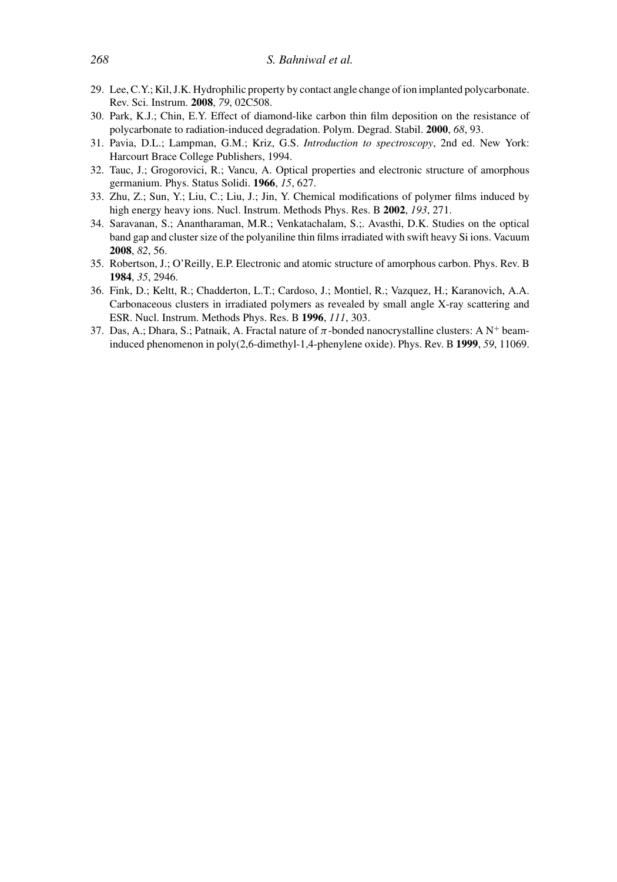29. Lee, C.Y.; Kil, J.K. Hydrophilic property by contact angle change of ion implanted polycarbonate. Rev. Sci. Instrum. **2008**, *79*, 02C508.
30. Park, K.J.; Chin, E.Y. Effect of diamond-like carbon thin film deposition on the resistance of polycarbonate to radiation-induced degradation. Polym. Degrad. Stabil. **2000**, *68*, 93.
31. Pavia, D.L.; Lampman, G.M.; Kriz, G.S. *Introduction to spectroscopy*, 2nd ed. New York: Harcourt Brace College Publishers, 1994.
32. Tauc, J.; Grogorovici, R.; Vancu, A. Optical properties and electronic structure of amorphous germanium. Phys. Status Solidi. **1966**, *15*, 627.
33. Zhu, Z.; Sun, Y.; Liu, C.; Liu, J.; Jin, Y. Chemical modifications of polymer films induced by high energy heavy ions. Nucl. Instrum. Methods Phys. Res. B **2002**, *193*, 271.
34. Saravanan, S.; Anantharaman, M.R.; Venkatachalam, S.;. Avasthi, D.K. Studies on the optical band gap and cluster size of the polyaniline thin films irradiated with swift heavy Si ions. Vacuum **2008**, *82*, 56.
35. Robertson, J.; O'Reilly, E.P. Electronic and atomic structure of amorphous carbon. Phys. Rev. B **1984**, *35*, 2946.
36. Fink, D.; Keltt, R.; Chadderton, L.T.; Cardoso, J.; Montiel, R.; Vazquez, H.; Karanovich, A.A. Carbonaceous clusters in irradiated polymers as revealed by small angle X-ray scattering and ESR. Nucl. Instrum. Methods Phys. Res. B **1996**, *111*, 303.
37. Das, A.; Dhara, S.; Patnaik, A. Fractal nature of $\pi$-bonded nanocrystalline clusters: A $N^+$ beam-induced phenomenon in poly(2,6-dimethyl-1,4-phenylene oxide). Phys. Rev. B **1999**, *59*, 11069.